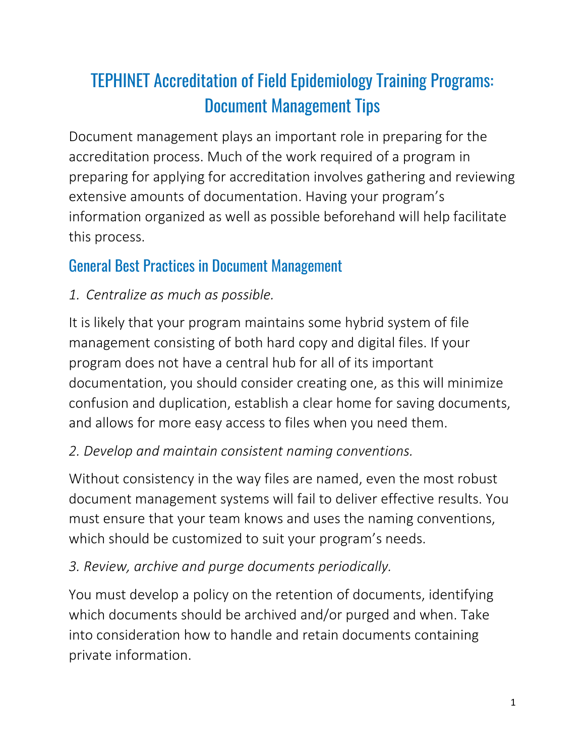# TEPHINET Accreditation of Field Epidemiology Training Programs: Document Management Tips

Document management plays an important role in preparing for the accreditation process. Much of the work required of a program in preparing for applying for accreditation involves gathering and reviewing extensive amounts of documentation. Having your program's information organized as well as possible beforehand will help facilitate this process.

## General Best Practices in Document Management

*1. Centralize as much as possible.*

It is likely that your program maintains some hybrid system of file management consisting of both hard copy and digital files. If your program does not have a central hub for all of its important documentation, you should consider creating one, as this will minimize confusion and duplication, establish a clear home for saving documents, and allows for more easy access to files when you need them.

*2. Develop and maintain consistent naming conventions.*

Without consistency in the way files are named, even the most robust document management systems will fail to deliver effective results. You must ensure that your team knows and uses the naming conventions, which should be customized to suit your program's needs.

*3. Review, archive and purge documents periodically.*

You must develop a policy on the retention of documents, identifying which documents should be archived and/or purged and when. Take into consideration how to handle and retain documents containing private information.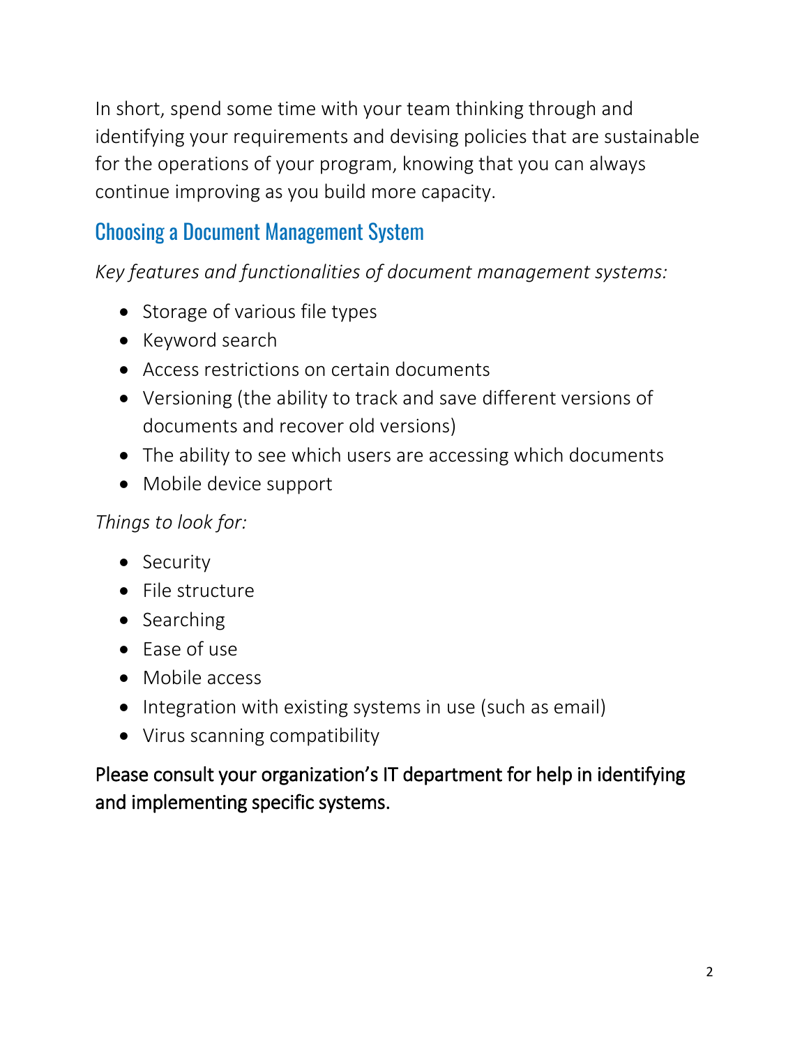In short, spend some time with your team thinking through and identifying your requirements and devising policies that are sustainable for the operations of your program, knowing that you can always continue improving as you build more capacity.

## Choosing a Document Management System

*Key features and functionalities of document management systems:*

- Storage of various file types
- Keyword search
- Access restrictions on certain documents
- Versioning (the ability to track and save different versions of documents and recover old versions)
- The ability to see which users are accessing which documents
- Mobile device support

*Things to look for:*

- Security
- File structure
- Searching
- Ease of use
- Mobile access
- Integration with existing systems in use (such as email)
- Virus scanning compatibility

Please consult your organization's IT department for help in identifying and implementing specific systems.